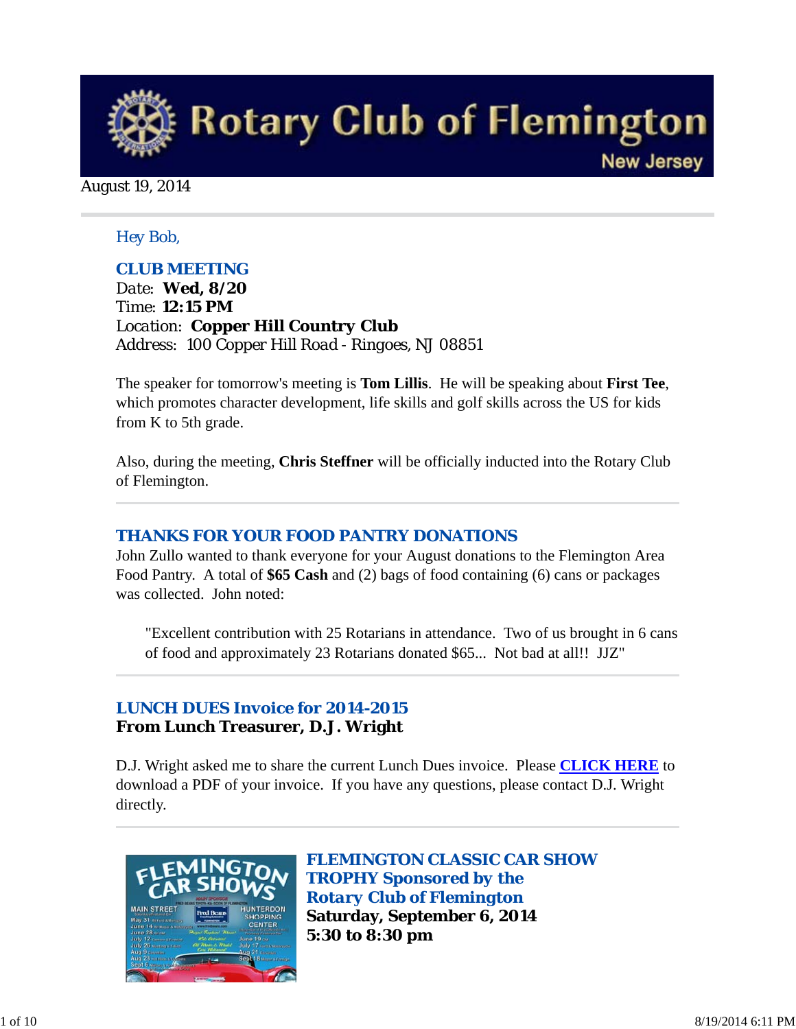# Rotary Club of Flemington

New Jersey

August 19, 2014

Hey Bob,

## CLUB MEETING

Date: **Wed, 8/20**
Time: **12:15 PM**
Location: **Copper Hill Country Club**
Address: 100 Copper Hill Road - Ringoes, NJ 08851

The speaker for tomorrow's meeting is **Tom Lillis**. He will be speaking about **First Tee**, which promotes character development, life skills and golf skills across the US for kids from K to 5th grade.

Also, during the meeting, **Chris Steffner** will be officially inducted into the Rotary Club of Flemington.

---

## THANKS FOR YOUR FOOD PANTRY DONATIONS

John Zullo wanted to thank everyone for your August donations to the Flemington Area Food Pantry. A total of **$65 Cash** and (2) bags of food containing (6) cans or packages was collected. John noted:

> "Excellent contribution with 25 Rotarians in attendance. Two of us brought in 6 cans of food and approximately 23 Rotarians donated $65... Not bad at all!! JJZ"

---

## LUNCH DUES Invoice for 2014-2015

**From Lunch Treasurer, D.J. Wright**

D.J. Wright asked me to share the current Lunch Dues invoice. Please **CLICK HERE** to download a PDF of your invoice. If you have any questions, please contact D.J. Wright directly.

---

## FLEMINGTON CLASSIC CAR SHOW TROPHY Sponsored by the Rotary Club of Flemington

**Saturday, September 6, 2014**
**5:30 to 8:30 pm**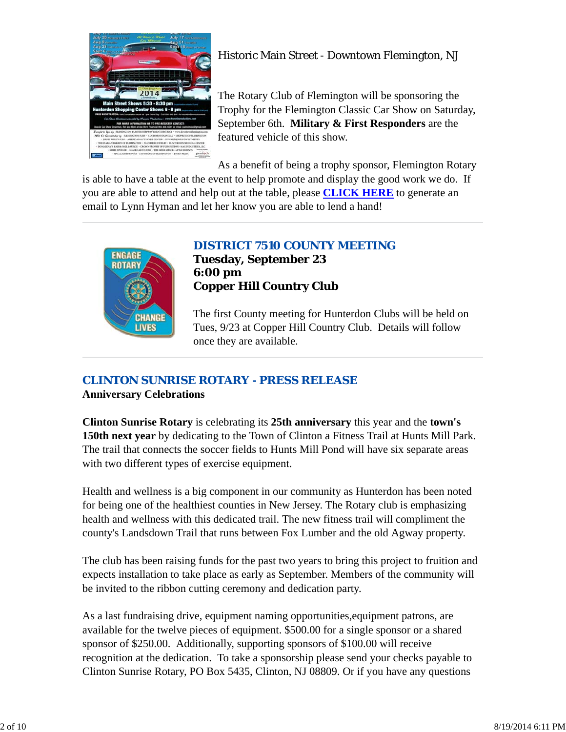Historic Main Street - Downtown Flemington, NJ

The Rotary Club of Flemington will be sponsoring the Trophy for the Flemington Classic Car Show on Saturday, September 6th. **Military & First Responders** are the featured vehicle of this show.

As a benefit of being a trophy sponsor, Flemington Rotary is able to have a table at the event to help promote and display the good work we do. If you are able to attend and help out at the table, please **CLICK HERE** to generate an email to Lynn Hyman and let her know you are able to lend a hand!

---

## DISTRICT 7510 COUNTY MEETING

**Tuesday, September 23**
**6:00 pm**
**Copper Hill Country Club**

The first County meeting for Hunterdon Clubs will be held on Tues, 9/23 at Copper Hill Country Club. Details will follow once they are available.

---

## CLINTON SUNRISE ROTARY - PRESS RELEASE

**Anniversary Celebrations**

**Clinton Sunrise Rotary** is celebrating its **25th anniversary** this year and the **town's 150th next year** by dedicating to the Town of Clinton a Fitness Trail at Hunts Mill Park. The trail that connects the soccer fields to Hunts Mill Pond will have six separate areas with two different types of exercise equipment.

Health and wellness is a big component in our community as Hunterdon has been noted for being one of the healthiest counties in New Jersey. The Rotary club is emphasizing health and wellness with this dedicated trail. The new fitness trail will compliment the county's Landsdown Trail that runs between Fox Lumber and the old Agway property.

The club has been raising funds for the past two years to bring this project to fruition and expects installation to take place as early as September. Members of the community will be invited to the ribbon cutting ceremony and dedication party.

As a last fundraising drive, equipment naming opportunities,equipment patrons, are available for the twelve pieces of equipment. $500.00 for a single sponsor or a shared sponsor of $250.00. Additionally, supporting sponsors of $100.00 will receive recognition at the dedication. To take a sponsorship please send your checks payable to Clinton Sunrise Rotary, PO Box 5435, Clinton, NJ 08809. Or if you have any questions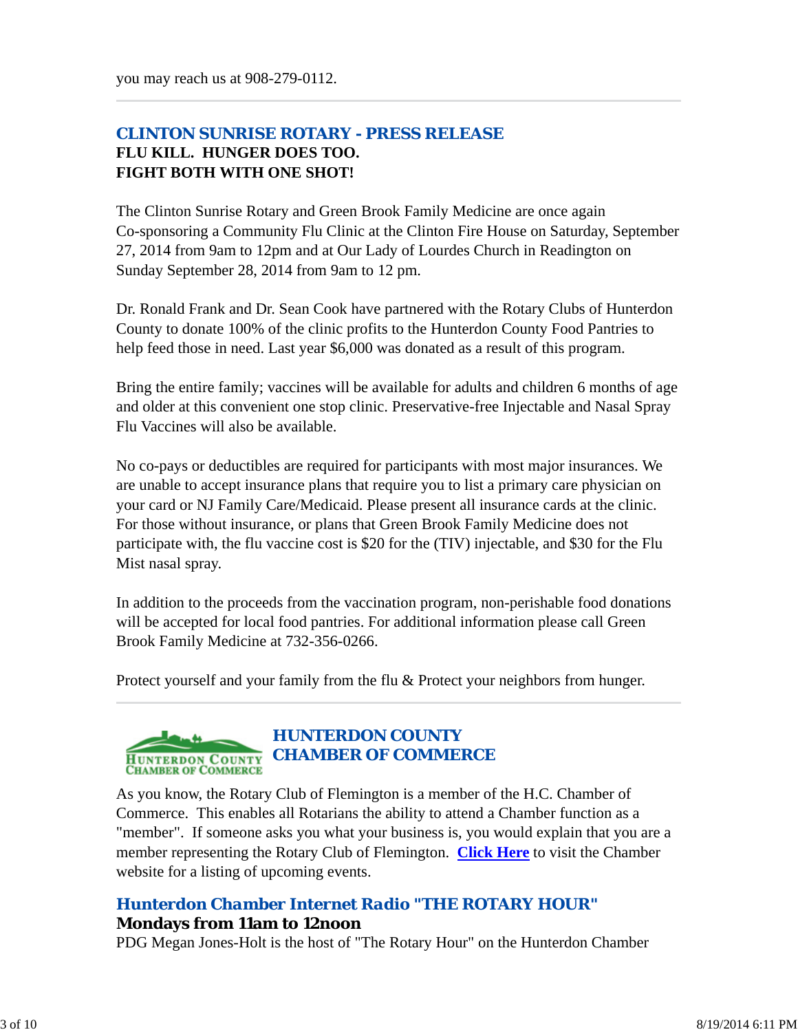you may reach us at 908-279-0112.

---

## CLINTON SUNRISE ROTARY - PRESS RELEASE

**FLU KILL. HUNGER DOES TOO.**
**FIGHT BOTH WITH ONE SHOT!**

The Clinton Sunrise Rotary and Green Brook Family Medicine are once again Co-sponsoring a Community Flu Clinic at the Clinton Fire House on Saturday, September 27, 2014 from 9am to 12pm and at Our Lady of Lourdes Church in Readington on Sunday September 28, 2014 from 9am to 12 pm.

Dr. Ronald Frank and Dr. Sean Cook have partnered with the Rotary Clubs of Hunterdon County to donate 100% of the clinic profits to the Hunterdon County Food Pantries to help feed those in need. Last year $6,000 was donated as a result of this program.

Bring the entire family; vaccines will be available for adults and children 6 months of age and older at this convenient one stop clinic. Preservative-free Injectable and Nasal Spray Flu Vaccines will also be available.

No co-pays or deductibles are required for participants with most major insurances. We are unable to accept insurance plans that require you to list a primary care physician on your card or NJ Family Care/Medicaid. Please present all insurance cards at the clinic. For those without insurance, or plans that Green Brook Family Medicine does not participate with, the flu vaccine cost is $20 for the (TIV) injectable, and $30 for the Flu Mist nasal spray.

In addition to the proceeds from the vaccination program, non-perishable food donations will be accepted for local food pantries. For additional information please call Green Brook Family Medicine at 732-356-0266.

Protect yourself and your family from the flu & Protect your neighbors from hunger.

---

## HUNTERDON COUNTY CHAMBER OF COMMERCE

As you know, the Rotary Club of Flemington is a member of the H.C. Chamber of Commerce. This enables all Rotarians the ability to attend a Chamber function as a "member". If someone asks you what your business is, you would explain that you are a member representing the Rotary Club of Flemington. **Click Here** to visit the Chamber website for a listing of upcoming events.

## Hunterdon Chamber Internet Radio "THE ROTARY HOUR"

**Mondays from 11am to 12noon**

PDG Megan Jones-Holt is the host of "The Rotary Hour" on the Hunterdon Chamber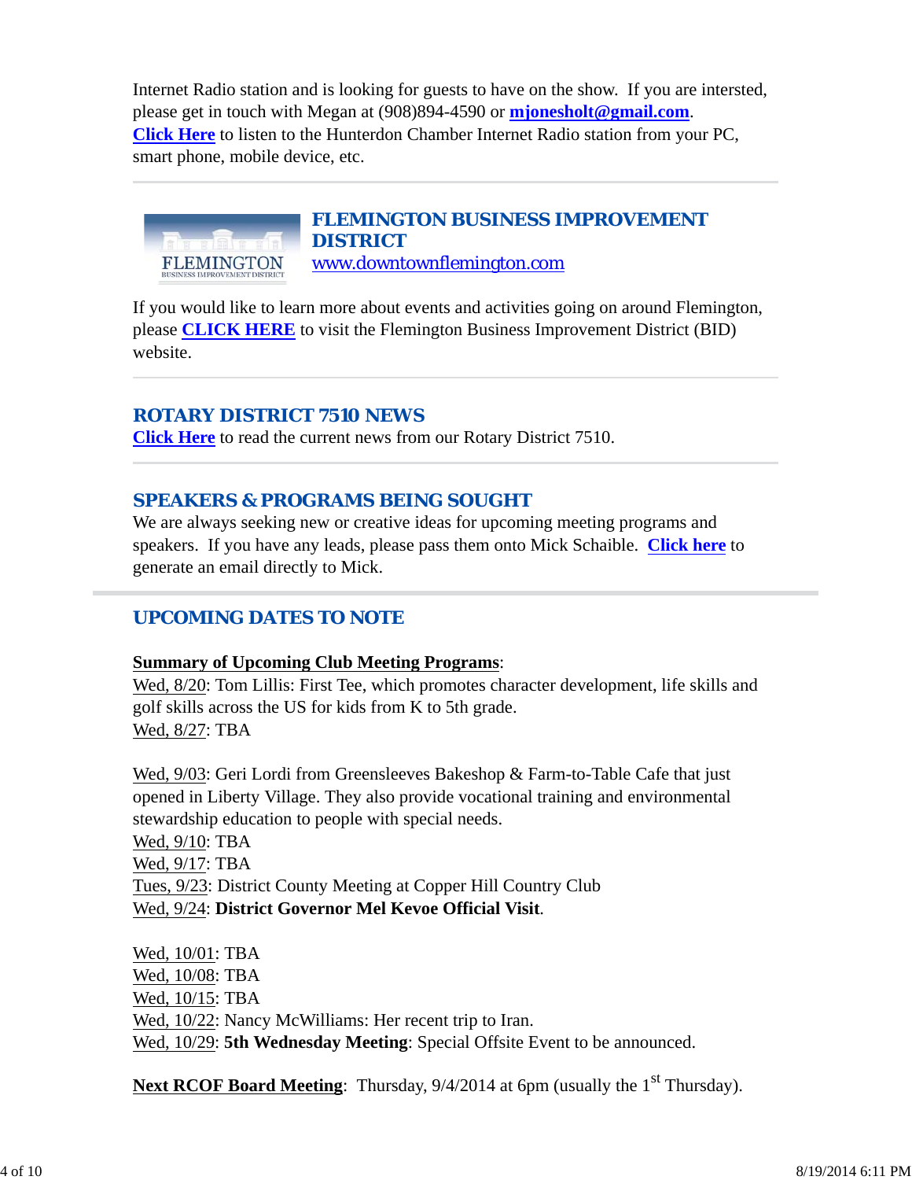Internet Radio station and is looking for guests to have on the show. If you are intersted, please get in touch with Megan at (908)894-4590 or **mjonesholt@gmail.com**. **Click Here** to listen to the Hunterdon Chamber Internet Radio station from your PC, smart phone, mobile device, etc.

---

## FLEMINGTON BUSINESS IMPROVEMENT DISTRICT

www.downtownflemington.com

If you would like to learn more about events and activities going on around Flemington, please **CLICK HERE** to visit the Flemington Business Improvement District (BID) website.

---

## ROTARY DISTRICT 7510 NEWS

**Click Here** to read the current news from our Rotary District 7510.

---

## SPEAKERS & PROGRAMS BEING SOUGHT

We are always seeking new or creative ideas for upcoming meeting programs and speakers. If you have any leads, please pass them onto Mick Schaible. **Click here** to generate an email directly to Mick.

---

## UPCOMING DATES TO NOTE

**Summary of Upcoming Club Meeting Programs**:

Wed, 8/20: Tom Lillis: First Tee, which promotes character development, life skills and golf skills across the US for kids from K to 5th grade.
Wed, 8/27: TBA

Wed, 9/03: Geri Lordi from Greensleeves Bakeshop & Farm-to-Table Cafe that just opened in Liberty Village. They also provide vocational training and environmental stewardship education to people with special needs.
Wed, 9/10: TBA
Wed, 9/17: TBA
Tues, 9/23: District County Meeting at Copper Hill Country Club
Wed, 9/24: **District Governor Mel Kevoe Official Visit**.

Wed, 10/01: TBA
Wed, 10/08: TBA
Wed, 10/15: TBA
Wed, 10/22: Nancy McWilliams: Her recent trip to Iran.
Wed, 10/29: **5th Wednesday Meeting**: Special Offsite Event to be announced.

**Next RCOF Board Meeting**: Thursday, 9/4/2014 at 6pm (usually the 1st Thursday).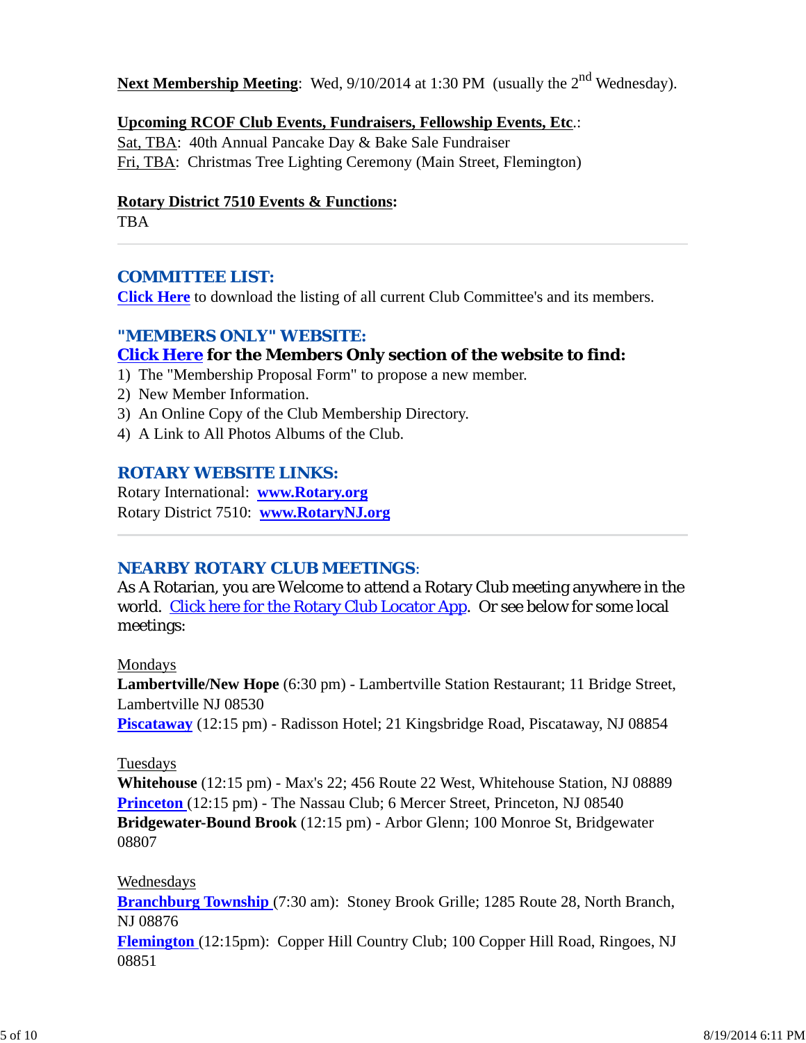**Next Membership Meeting**: Wed, 9/10/2014 at 1:30 PM (usually the 2nd Wednesday).

**Upcoming RCOF Club Events, Fundraisers, Fellowship Events, Etc.**:
Sat, TBA: 40th Annual Pancake Day & Bake Sale Fundraiser
Fri, TBA: Christmas Tree Lighting Ceremony (Main Street, Flemington)

**Rotary District 7510 Events & Functions:**
TBA

---

## COMMITTEE LIST:

**Click Here** to download the listing of all current Club Committee's and its members.

## "MEMBERS ONLY" WEBSITE:

**Click Here for the Members Only section of the website to find:**

1) The "Membership Proposal Form" to propose a new member.
2) New Member Information.
3) An Online Copy of the Club Membership Directory.
4) A Link to All Photos Albums of the Club.

## ROTARY WEBSITE LINKS:

Rotary International: **www.Rotary.org**
Rotary District 7510: **www.RotaryNJ.org**

---

## NEARBY ROTARY CLUB MEETINGS:

As A Rotarian, you are Welcome to attend a Rotary Club meeting anywhere in the world. Click here for the Rotary Club Locator App. Or see below for some local meetings:

Mondays
**Lambertville/New Hope** (6:30 pm) - Lambertville Station Restaurant; 11 Bridge Street, Lambertville NJ 08530
**Piscataway** (12:15 pm) - Radisson Hotel; 21 Kingsbridge Road, Piscataway, NJ 08854

Tuesdays
**Whitehouse** (12:15 pm) - Max's 22; 456 Route 22 West, Whitehouse Station, NJ 08889
**Princeton** (12:15 pm) - The Nassau Club; 6 Mercer Street, Princeton, NJ 08540
**Bridgewater-Bound Brook** (12:15 pm) - Arbor Glenn; 100 Monroe St, Bridgewater 08807

Wednesdays
**Branchburg Township** (7:30 am): Stoney Brook Grille; 1285 Route 28, North Branch, NJ 08876
**Flemington** (12:15pm): Copper Hill Country Club; 100 Copper Hill Road, Ringoes, NJ 08851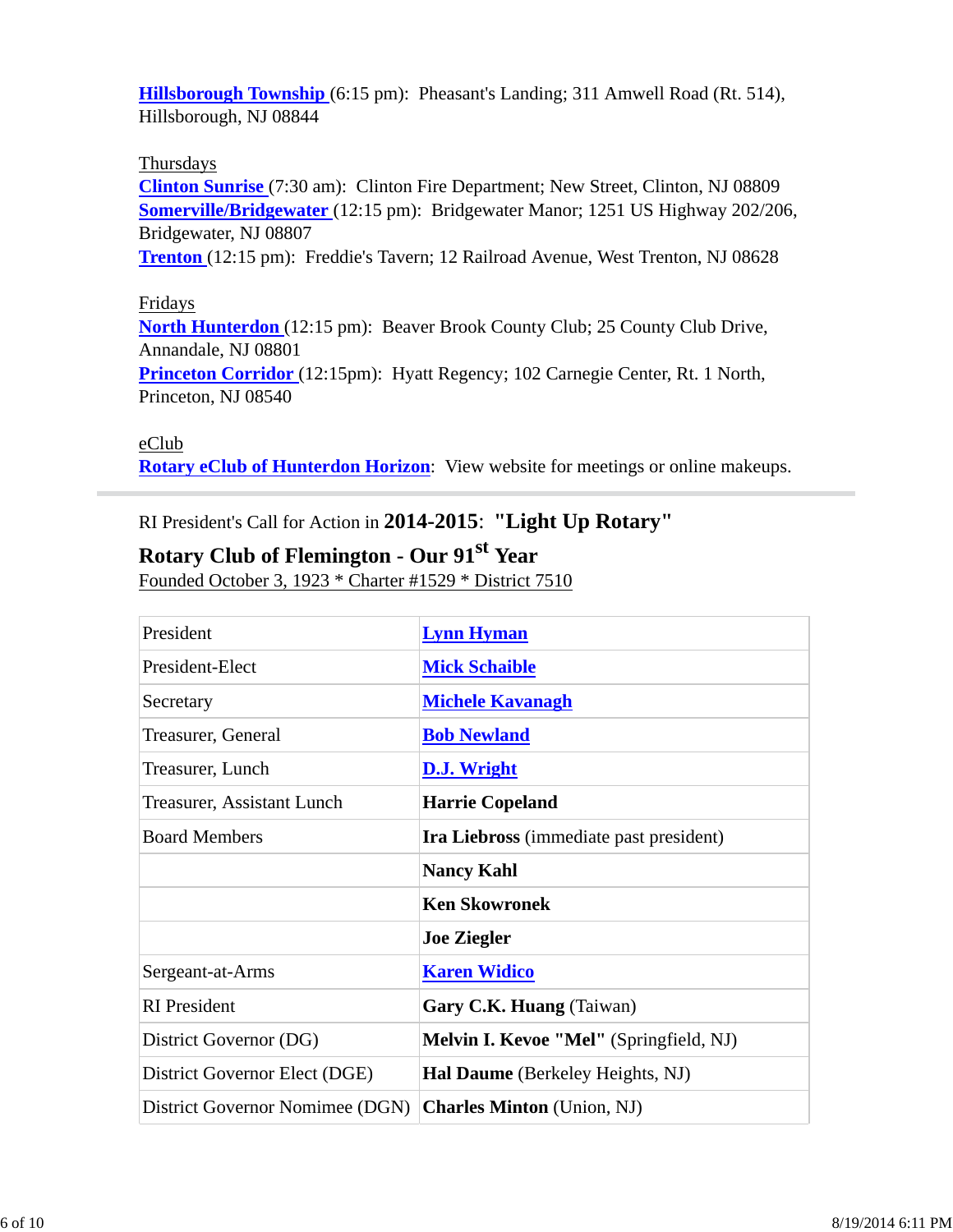**Hillsborough Township** (6:15 pm): Pheasant's Landing; 311 Amwell Road (Rt. 514), Hillsborough, NJ 08844

Thursdays
**Clinton Sunrise** (7:30 am): Clinton Fire Department; New Street, Clinton, NJ 08809
**Somerville/Bridgewater** (12:15 pm): Bridgewater Manor; 1251 US Highway 202/206, Bridgewater, NJ 08807
**Trenton** (12:15 pm): Freddie's Tavern; 12 Railroad Avenue, West Trenton, NJ 08628

Fridays
**North Hunterdon** (12:15 pm): Beaver Brook County Club; 25 County Club Drive, Annandale, NJ 08801
**Princeton Corridor** (12:15pm): Hyatt Regency; 102 Carnegie Center, Rt. 1 North, Princeton, NJ 08540

eClub
**Rotary eClub of Hunterdon Horizon**: View website for meetings or online makeups.

---

RI President's Call for Action in **2014-2015**: **"Light Up Rotary"**

**Rotary Club of Flemington - Our 91st Year**
Founded October 3, 1923 * Charter #1529 * District 7510

| | |
|---|---|
| President | **Lynn Hyman** |
| President-Elect | **Mick Schaible** |
| Secretary | **Michele Kavanagh** |
| Treasurer, General | **Bob Newland** |
| Treasurer, Lunch | **D.J. Wright** |
| Treasurer, Assistant Lunch | **Harrie Copeland** |
| Board Members | **Ira Liebross** (immediate past president) |
| | **Nancy Kahl** |
| | **Ken Skowronek** |
| | **Joe Ziegler** |
| Sergeant-at-Arms | **Karen Widico** |
| RI President | **Gary C.K. Huang** (Taiwan) |
| District Governor (DG) | **Melvin I. Kevoe "Mel"** (Springfield, NJ) |
| District Governor Elect (DGE) | **Hal Daume** (Berkeley Heights, NJ) |
| District Governor Nomimee (DGN) | **Charles Minton** (Union, NJ) |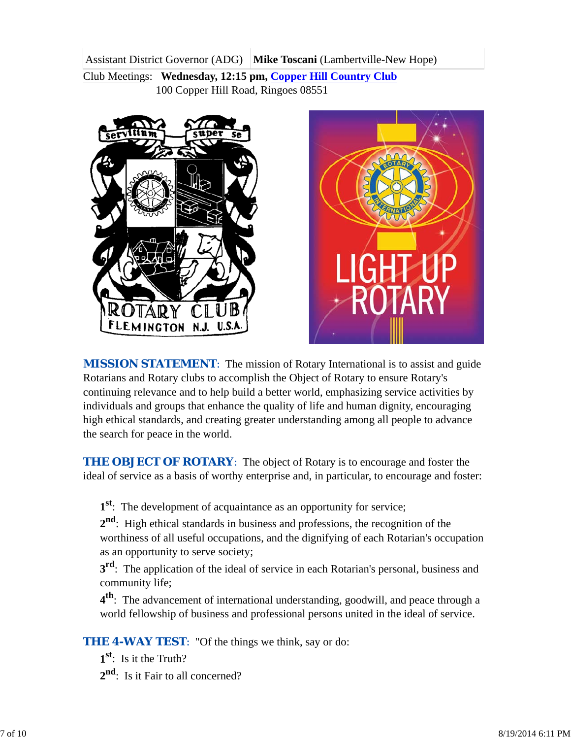| Assistant District Governor (ADG) | **Mike Toscani** (Lambertville-New Hope) |
|---|---|

Club Meetings: **Wednesday, 12:15 pm, Copper Hill Country Club**
100 Copper Hill Road, Ringoes 08551

**MISSION STATEMENT**: The mission of Rotary International is to assist and guide Rotarians and Rotary clubs to accomplish the Object of Rotary to ensure Rotary's continuing relevance and to help build a better world, emphasizing service activities by individuals and groups that enhance the quality of life and human dignity, encouraging high ethical standards, and creating greater understanding among all people to advance the search for peace in the world.

**THE OBJECT OF ROTARY**: The object of Rotary is to encourage and foster the ideal of service as a basis of worthy enterprise and, in particular, to encourage and foster:

**1st**: The development of acquaintance as an opportunity for service;

**2nd**: High ethical standards in business and professions, the recognition of the worthiness of all useful occupations, and the dignifying of each Rotarian's occupation as an opportunity to serve society;

**3rd**: The application of the ideal of service in each Rotarian's personal, business and community life;

**4th**: The advancement of international understanding, goodwill, and peace through a world fellowship of business and professional persons united in the ideal of service.

**THE 4-WAY TEST**: "Of the things we think, say or do:

**1st**: Is it the Truth?

**2nd**: Is it Fair to all concerned?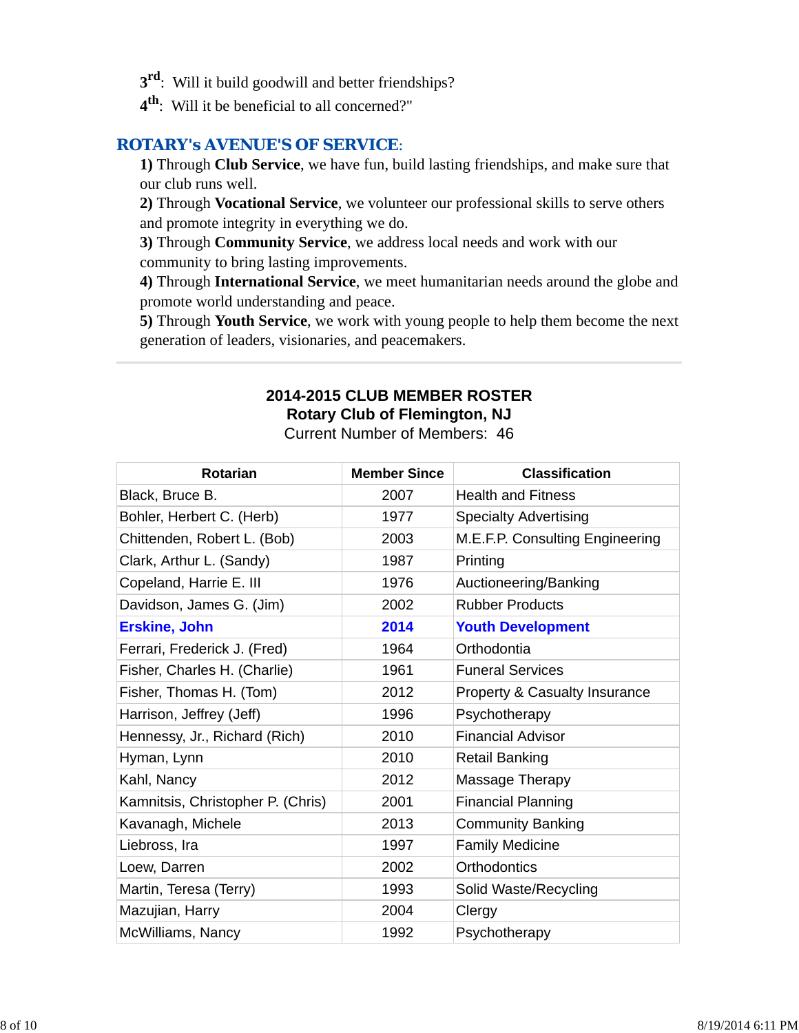**3rd**: Will it build goodwill and better friendships?
**4th**: Will it be beneficial to all concerned?"

## ROTARY's AVENUE'S OF SERVICE:

**1)** Through **Club Service**, we have fun, build lasting friendships, and make sure that our club runs well.
**2)** Through **Vocational Service**, we volunteer our professional skills to serve others and promote integrity in everything we do.
**3)** Through **Community Service**, we address local needs and work with our community to bring lasting improvements.
**4)** Through **International Service**, we meet humanitarian needs around the globe and promote world understanding and peace.
**5)** Through **Youth Service**, we work with young people to help them become the next generation of leaders, visionaries, and peacemakers.

---

**2014-2015 CLUB MEMBER ROSTER**
**Rotary Club of Flemington, NJ**
Current Number of Members: 46

| Rotarian | Member Since | Classification |
|---|---|---|
| Black, Bruce B. | 2007 | Health and Fitness |
| Bohler, Herbert C. (Herb) | 1977 | Specialty Advertising |
| Chittenden, Robert L. (Bob) | 2003 | M.E.F.P. Consulting Engineering |
| Clark, Arthur L. (Sandy) | 1987 | Printing |
| Copeland, Harrie E. III | 1976 | Auctioneering/Banking |
| Davidson, James G. (Jim) | 2002 | Rubber Products |
| **Erskine, John** | **2014** | **Youth Development** |
| Ferrari, Frederick J. (Fred) | 1964 | Orthodontia |
| Fisher, Charles H. (Charlie) | 1961 | Funeral Services |
| Fisher, Thomas H. (Tom) | 2012 | Property & Casualty Insurance |
| Harrison, Jeffrey (Jeff) | 1996 | Psychotherapy |
| Hennessy, Jr., Richard (Rich) | 2010 | Financial Advisor |
| Hyman, Lynn | 2010 | Retail Banking |
| Kahl, Nancy | 2012 | Massage Therapy |
| Kamnitsis, Christopher P. (Chris) | 2001 | Financial Planning |
| Kavanagh, Michele | 2013 | Community Banking |
| Liebross, Ira | 1997 | Family Medicine |
| Loew, Darren | 2002 | Orthodontics |
| Martin, Teresa (Terry) | 1993 | Solid Waste/Recycling |
| Mazujian, Harry | 2004 | Clergy |
| McWilliams, Nancy | 1992 | Psychotherapy |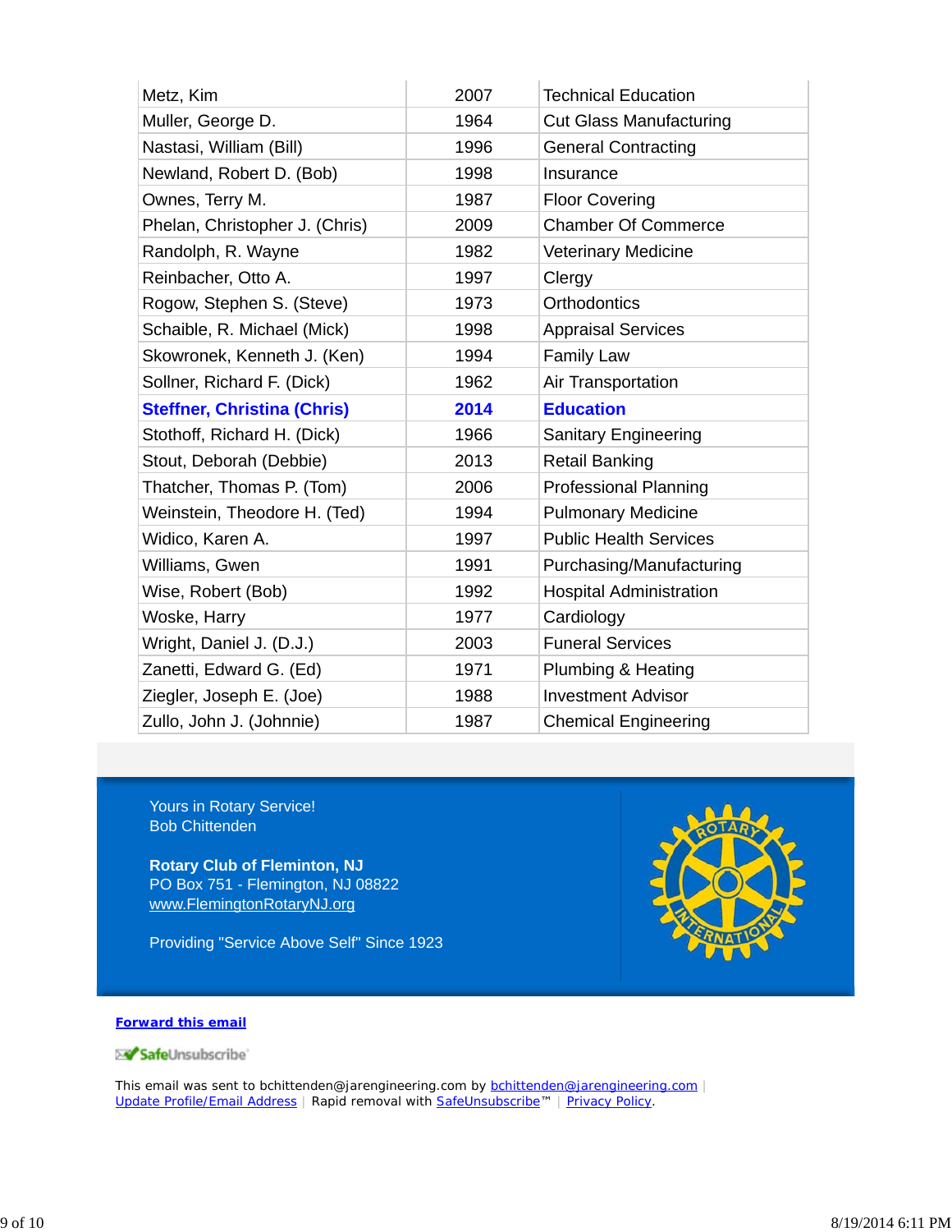| | | |
|---|---|---|
| Metz, Kim | 2007 | Technical Education |
| Muller, George D. | 1964 | Cut Glass Manufacturing |
| Nastasi, William (Bill) | 1996 | General Contracting |
| Newland, Robert D. (Bob) | 1998 | Insurance |
| Ownes, Terry M. | 1987 | Floor Covering |
| Phelan, Christopher J. (Chris) | 2009 | Chamber Of Commerce |
| Randolph, R. Wayne | 1982 | Veterinary Medicine |
| Reinbacher, Otto A. | 1997 | Clergy |
| Rogow, Stephen S. (Steve) | 1973 | Orthodontics |
| Schaible, R. Michael (Mick) | 1998 | Appraisal Services |
| Skowronek, Kenneth J. (Ken) | 1994 | Family Law |
| Sollner, Richard F. (Dick) | 1962 | Air Transportation |
| **Steffner, Christina (Chris)** | **2014** | **Education** |
| Stothoff, Richard H. (Dick) | 1966 | Sanitary Engineering |
| Stout, Deborah (Debbie) | 2013 | Retail Banking |
| Thatcher, Thomas P. (Tom) | 2006 | Professional Planning |
| Weinstein, Theodore H. (Ted) | 1994 | Pulmonary Medicine |
| Widico, Karen A. | 1997 | Public Health Services |
| Williams, Gwen | 1991 | Purchasing/Manufacturing |
| Wise, Robert (Bob) | 1992 | Hospital Administration |
| Woske, Harry | 1977 | Cardiology |
| Wright, Daniel J. (D.J.) | 2003 | Funeral Services |
| Zanetti, Edward G. (Ed) | 1971 | Plumbing & Heating |
| Ziegler, Joseph E. (Joe) | 1988 | Investment Advisor |
| Zullo, John J. (Johnnie) | 1987 | Chemical Engineering |

Yours in Rotary Service!
Bob Chittenden

**Rotary Club of Fleminton, NJ**
PO Box 751 - Flemington, NJ 08822
www.FlemingtonRotaryNJ.org

Providing "Service Above Self" Since 1923

**Forward this email**

SafeUnsubscribe

This email was sent to bchittenden@jarengineering.com by bchittenden@jarengineering.com | Update Profile/Email Address | Rapid removal with SafeUnsubscribe™ | Privacy Policy.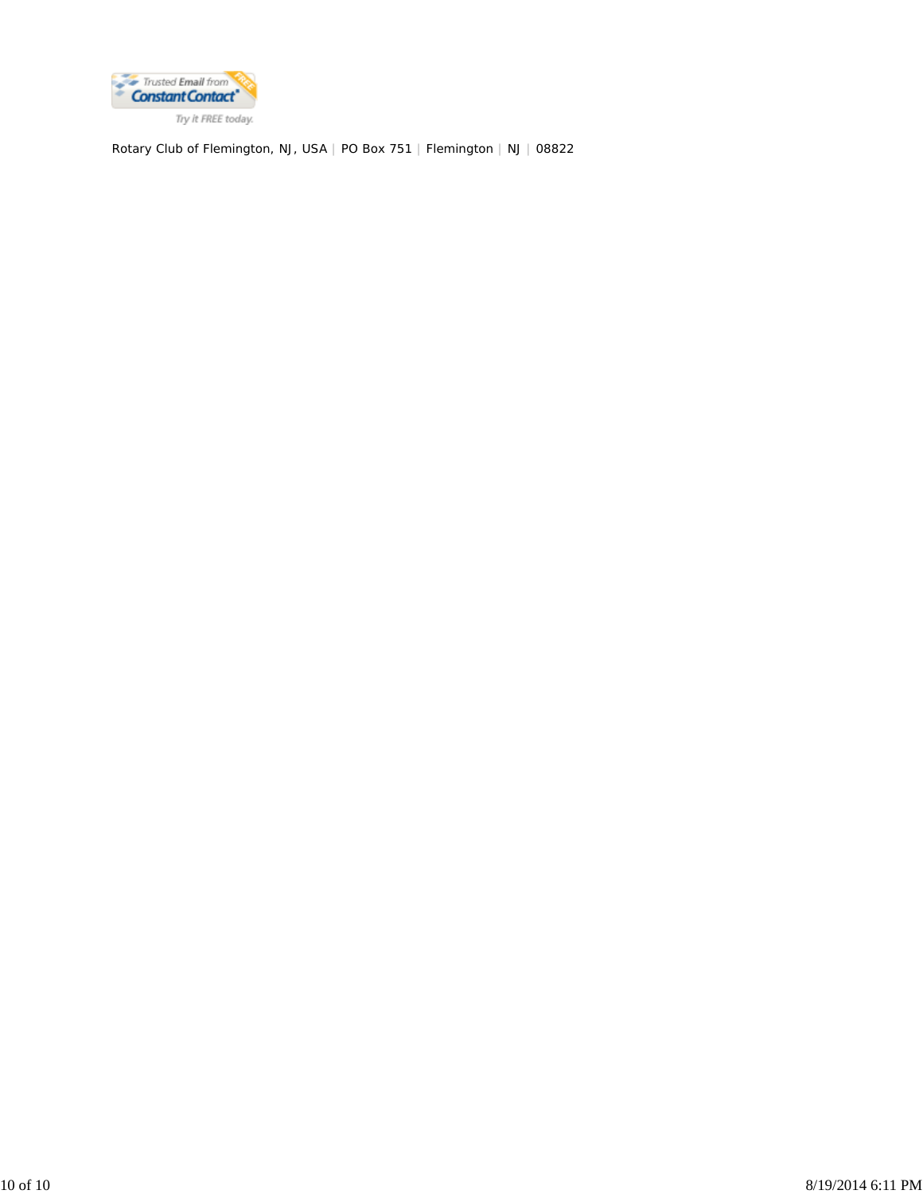Trusted Email from Constant Contact
Try it FREE today.

Rotary Club of Flemington, NJ, USA | PO Box 751 | Flemington | NJ | 08822